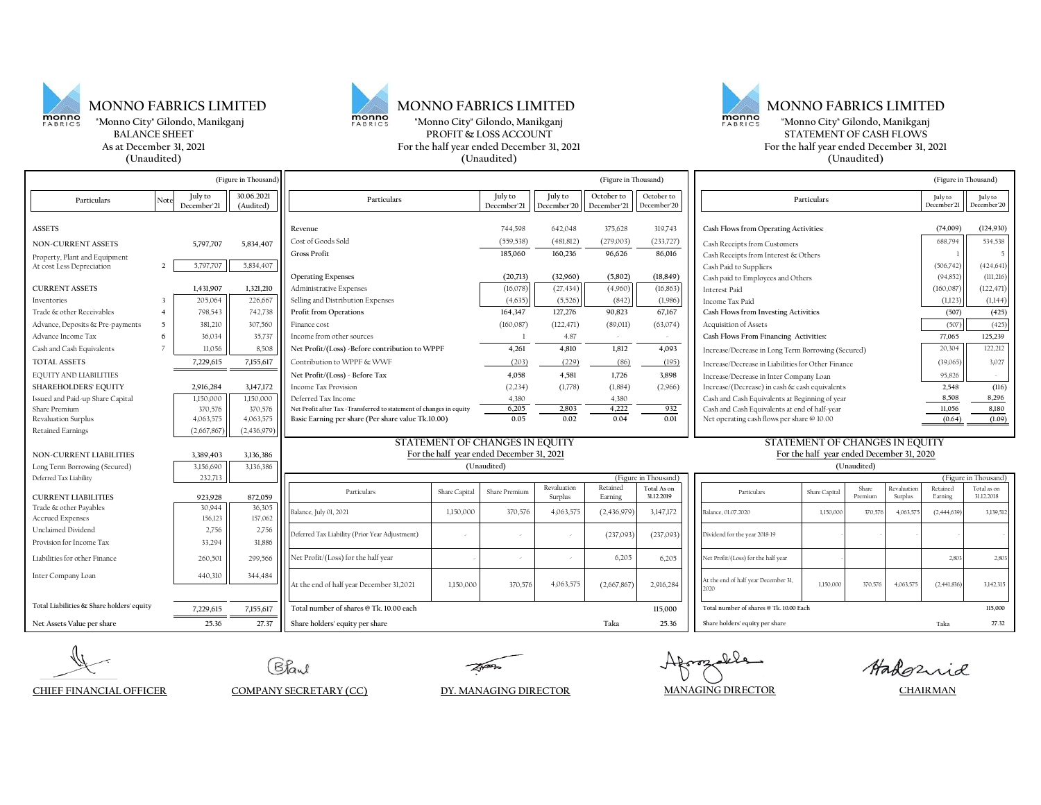# MONNO FABRICS LIMITED

"Monno City" Gilondo, Manikganj

## BALANCE SHEET

As at December 31, 2021

(Unaudited)

(Figure in Thousand)

| Particulars | Note | July to December'21 | 30.06.2021 (Audited) |
|---|---|---|---|
| **ASSETS** | | | |
| NON-CURRENT ASSETS | | 5,797,707 | 5,834,407 |
| Property, Plant and Equipment At cost Less Depreciation | 2 | 5,797,707 | 5,834,407 |
| CURRENT ASSETS | | 1,431,907 | 1,321,210 |
| Inventories | 3 | 205,064 | 226,667 |
| Trade & other Receivables | 4 | 798,543 | 742,738 |
| Advance, Deposits & Pre-payments | 5 | 381,210 | 307,560 |
| Advance Income Tax | 6 | 36,034 | 35,737 |
| Cash and Cash Equivalents | 7 | 11,056 | 8,508 |
| TOTAL ASSETS | | 7,229,615 | 7,155,617 |
| EQUITY AND LIABILITIES | | | |
| SHAREHOLDERS' EQUITY | | 2,916,284 | 3,147,172 |
| Issued and Paid-up Share Capital | | 1,150,000 | 1,150,000 |
| Share Premium | | 370,576 | 370,576 |
| Revaluation Surplus | | 4,063,575 | 4,063,575 |
| Retained Earnings | | (2,667,867) | (2,436,979) |
| NON-CURRENT LIABILITIES | | 3,389,403 | 3,136,386 |
| Long Term Borrowing (Secured) | | 3,156,690 | 3,136,386 |
| Deferred Tax Liability | | 232,713 | |
| CURRENT LIABILITIES | | 923,928 | 872,059 |
| Trade & other Payables | | 30,944 | 36,305 |
| Accrued Expenses | | 156,123 | 157,062 |
| Unclaimed Dividend | | 2,756 | 2,756 |
| Provision for Income Tax | | 33,294 | 31,886 |
| Liabilities for other Finance | | 260,501 | 299,566 |
| Inter Company Loan | | 440,310 | 344,484 |
| Total Liabilities & Share holders' equity | | 7,229,615 | 7,155,617 |
| Net Assets Value per share | | 25.36 | 27.37 |

# MONNO FABRICS LIMITED

"Monno City" Gilondo, Manikganj

## PROFIT & LOSS ACCOUNT

For the half year ended December 31, 2021

(Unaudited)

(Figure in Thousand)

| Particulars | July to December'21 | July to December'20 | October to December'21 | October to December'20 |
|---|---|---|---|---|
| Revenue | 744,598 | 642,048 | 375,628 | 319,743 |
| Cost of Goods Sold | (559,538) | (481,812) | (279,003) | (233,727) |
| Gross Profit | 185,060 | 160,236 | 96,626 | 86,016 |
| Operating Expenses | (20,713) | (32,960) | (5,802) | (18,849) |
| Administrative Expenses | (16,078) | (27,434) | (4,960) | (16,863) |
| Selling and Distribution Expenses | (4,635) | (5,526) | (842) | (1,986) |
| Profit from Operations | 164,347 | 127,276 | 90,823 | 67,167 |
| Finance cost | (160,087) | (122,471) | (89,011) | (63,074) |
| Income from other sources | 1 | 4.87 | - | - |
| Net Profit/(Loss) -Before contribution to WPPF | 4,261 | 4,810 | 1,812 | 4,093 |
| Contribution to WPPF & WWF | (203) | (229) | (86) | (195) |
| Net Profit/(Loss) - Before Tax | 4,058 | 4,581 | 1,726 | 3,898 |
| Income Tax Provision | (2,234) | (1,778) | (1,884) | (2,966) |
| Deferred Tax Income | 4,380 | | 4,380 | |
| Net Profit after Tax -Transferred to statement of changes in equity | 6,205 | 2,803 | 4,222 | 932 |
| Basic Earning per share (Per share value Tk.10.00) | 0.05 | 0.02 | 0.04 | 0.01 |

## STATEMENT OF CHANGES IN EQUITY

For the half year ended December 31, 2021

(Unaudited)

(Figure in Thousand)

| Particulars | Share Capital | Share Premium | Revaluation Surplus | Retained Earning | Total As on 31.12.2019 |
|---|---|---|---|---|---|
| Balance, July 01, 2021 | 1,150,000 | 370,576 | 4,063,575 | (2,436,979) | 3,147,172 |
| Deferred Tax Liability (Prior Year Adjustment) | - | - | - | (237,093) | (237,093) |
| Net Profit/(Loss) for the half year | - | - | - | 6,205 | 6,205 |
| At the end of half year December 31,2021 | 1,150,000 | 370,576 | 4,063,575 | (2,667,867) | 2,916,284 |
| Total number of shares @ Tk. 10.00 each | | | | | 115,000 |
| Share holders' equity per share | | | | Taka | 25.36 |

# MONNO FABRICS LIMITED

"Monno City" Gilondo, Manikganj

## STATEMENT OF CASH FLOWS

For the half year ended December 31, 2021

(Unaudited)

(Figure in Thousand)

| Particulars | July to December'21 | July to December'20 |
|---|---|---|
| Cash Flows from Operating Activities: | (74,009) | (124,930) |
| Cash Receipts from Customers | 688,794 | 534,538 |
| Cash Receipts from Interest & Others | 1 | 5 |
| Cash Paid to Suppliers | (506,742) | (424,641) |
| Cash paid to Employees and Others | (94,852) | (111,216) |
| Interest Paid | (160,087) | (122,471) |
| Income Tax Paid | (1,123) | (1,144) |
| Cash Flows from Investing Activities | (507) | (425) |
| Acquisition of Assets | (507) | (425) |
| Cash Flows From Financing Activities: | 77,065 | 125,239 |
| Increase/Decrease in Long Term Borrowing (Secured) | 20,304 | 122,212 |
| Increase/Decrease in Liabilities for Other Finance | (39,065) | 3,027 |
| Increase/Decrease in Inter Company Loan | 95,826 | - |
| Increase/(Decrease) in cash & cash equivalents | 2,548 | (116) |
| Cash and Cash Equivalents at Beginning of year | 8,508 | 8,296 |
| Cash and Cash Equivalents at end of half-year | 11,056 | 8,180 |
| Net operating cash flows per share @ 10.00 | (0.64) | (1.09) |

## STATEMENT OF CHANGES IN EQUITY

For the half year ended December 31, 2020

(Unaudited)

(Figure in Thousand)

| Particulars | Share Capital | Share Premium | Revaluation Surplus | Retained Earning | Total as on 31.12.2018 |
|---|---|---|---|---|---|
| Balance, 01.07.2020 | 1,150,000 | 370,576 | 4,063,575 | (2,444,639) | 3,139,512 |
| Dividend for the year 2018-19 | - | - | - | - | - |
| Net Profit/(Loss) for the half year | - | | | 2,803 | 2,803 |
| At the end of half year December 31, 2020 | 1,150,000 | 370,576 | 4,063,575 | (2,441,836) | 3,142,315 |
| Total number of shares @ Tk. 10.00 Each | | | | | 115,000 |
| Share holders' equity per share | | | | Taka | 27.32 |

CHIEF FINANCIAL OFFICER | COMPANY SECRETARY (CC) | DY. MANAGING DIRECTOR | MANAGING DIRECTOR | CHAIRMAN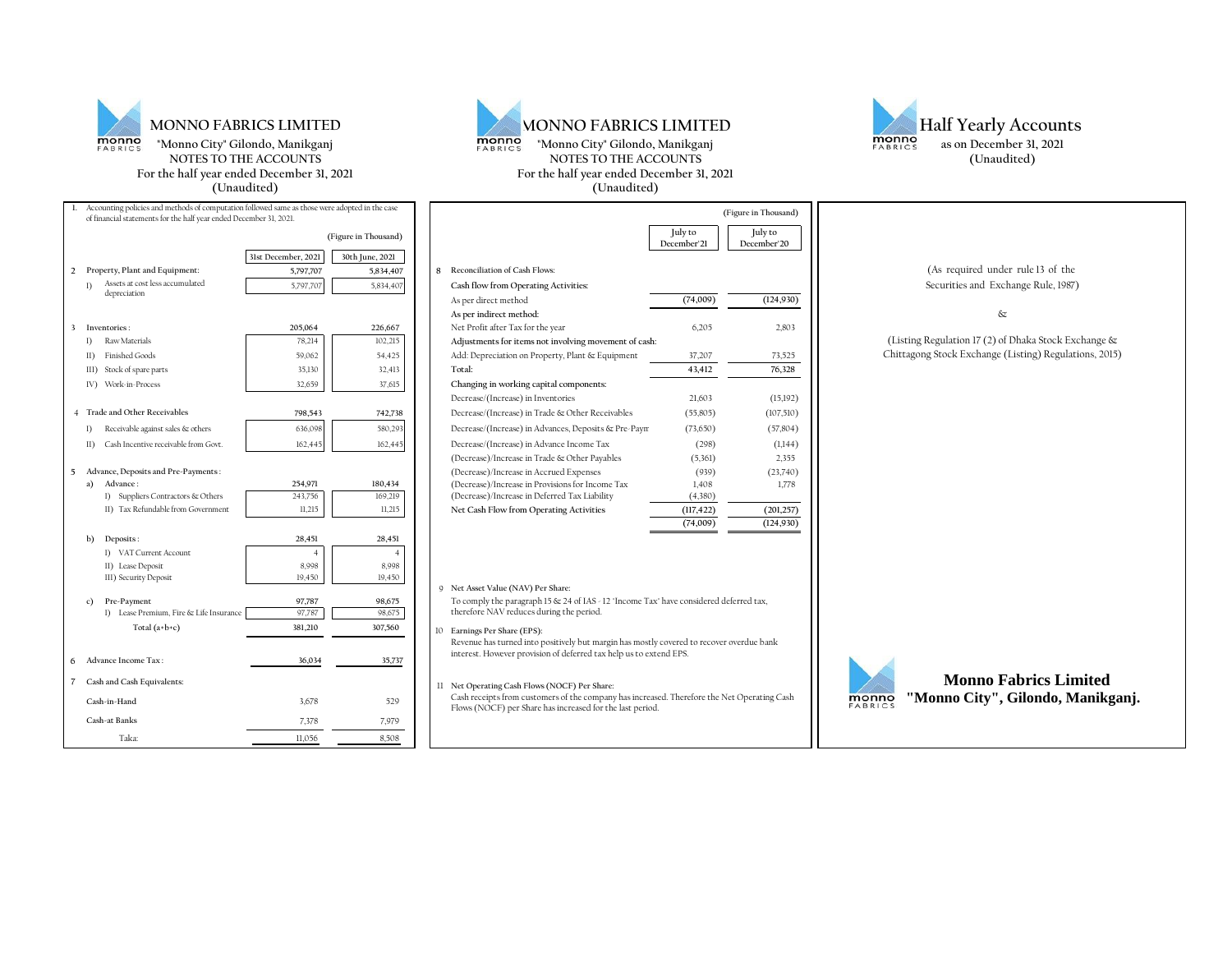# MONNO FABRICS LIMITED

"Monno City" Gilondo, Manikganj

NOTES TO THE ACCOUNTS

For the half year ended December 31, 2021

(Unaudited)

1. Accounting policies and methods of computation followed same as those were adopted in the case of financial statements for the half year ended December 31, 2021.

(Figure in Thousand)

| | | 31st December, 2021 | 30th June, 2021 |
|---|---|---|---|
| 2 | **Property, Plant and Equipment:** | **5,797,707** | **5,834,407** |
| | I) Assets at cost less accumulated depreciation | 5,797,707 | 5,834,407 |
| 3 | **Inventories :** | **205,064** | **226,667** |
| | I) Raw Materials | 78,214 | 102,215 |
| | II) Finished Goods | 59,062 | 54,425 |
| | III) Stock of spare parts | 35,130 | 32,413 |
| | IV) Work-in-Process | 32,659 | 37,615 |
| 4 | **Trade and Other Receivables** | **798,543** | **742,738** |
| | I) Receivable against sales & others | 636,098 | 580,293 |
| | II) Cash Incentive receivable from Govt. | 162,445 | 162,445 |
| 5 | **Advance, Deposits and Pre-Payments :** | | |
| | a) Advance : | **254,971** | **180,434** |
| | I) Suppliers Contractors & Others | 243,756 | 169,219 |
| | II) Tax Refundable from Government | 11,215 | 11,215 |
| | b) Deposits : | **28,451** | **28,451** |
| | I) VAT Current Account | 4 | 4 |
| | II) Lease Deposit | 8,998 | 8,998 |
| | III) Security Deposit | 19,450 | 19,450 |
| | c) Pre-Payment | **97,787** | **98,675** |
| | I) Lease Premium, Fire & Life Insurance | 97,787 | 98,675 |
| | Total (a+b+c) | **381,210** | **307,560** |
| 6 | **Advance Income Tax :** | **36,034** | **35,737** |
| 7 | **Cash and Cash Equivalents:** | | |
| | Cash-in-Hand | 3,678 | 529 |
| | Cash-at Banks | 7,378 | 7,979 |
| | Taka: | 11,056 | 8,508 |

(Figure in Thousand)

| | | July to December'21 | July to December'20 |
|---|---|---|---|
| 8 | **Reconciliation of Cash Flows:** | | |
| | **Cash flow from Operating Activities:** | | |
| | As per direct method | (74,009) | (124,930) |
| | **As per indirect method:** | | |
| | Net Profit after Tax for the year | 6,205 | 2,803 |
| | **Adjustments for items not involving movement of cash:** | | |
| | Add: Depreciation on Property, Plant & Equipment | 37,207 | 73,525 |
| | **Total:** | **43,412** | **76,328** |
| | **Changing in working capital components:** | | |
| | Decrease/(Increase) in Inventories | 21,603 | (15,192) |
| | Decrease/(Increase) in Trade & Other Receivables | (55,805) | (107,510) |
| | Decrease/(Increase) in Advances, Deposits & Pre-Paym | (73,650) | (57,804) |
| | Decrease/(Increase) in Advance Income Tax | (298) | (1,144) |
| | (Decrease)/Increase in Trade & Other Payables | (5,361) | 2,355 |
| | (Decrease)/Increase in Accrued Expenses | (939) | (23,740) |
| | (Decrease)/Increase in Provisions for Income Tax | 1,408 | 1,778 |
| | (Decrease)/Increase in Deferred Tax Liability | (4,380) | |
| | **Net Cash Flow from Operating Activities** | (117,422) | (201,257) |
| | | (74,009) | (124,930) |

9 Net Asset Value (NAV) Per Share:
To comply the paragraph 15 & 24 of IAS - 12 'Income Tax' have considered deferred tax, therefore NAV reduces during the period.

10 Earnings Per Share (EPS):
Revenue has turned into positively but margin has mostly covered to recover overdue bank interest. However provision of deferred tax help us to extend EPS.

11 Net Operating Cash Flows (NOCF) Per Share:
Cash receipts from customers of the company has increased. Therefore the Net Operating Cash Flows (NOCF) per Share has increased for the last period.

# Half Yearly Accounts

as on December 31, 2021

(Unaudited)

(As required under rule 13 of the Securities and Exchange Rule, 1987)

&

(Listing Regulation 17 (2) of Dhaka Stock Exchange & Chittagong Stock Exchange (Listing) Regulations, 2015)

**Monno Fabrics Limited**

**"Monno City", Gilondo, Manikganj.**